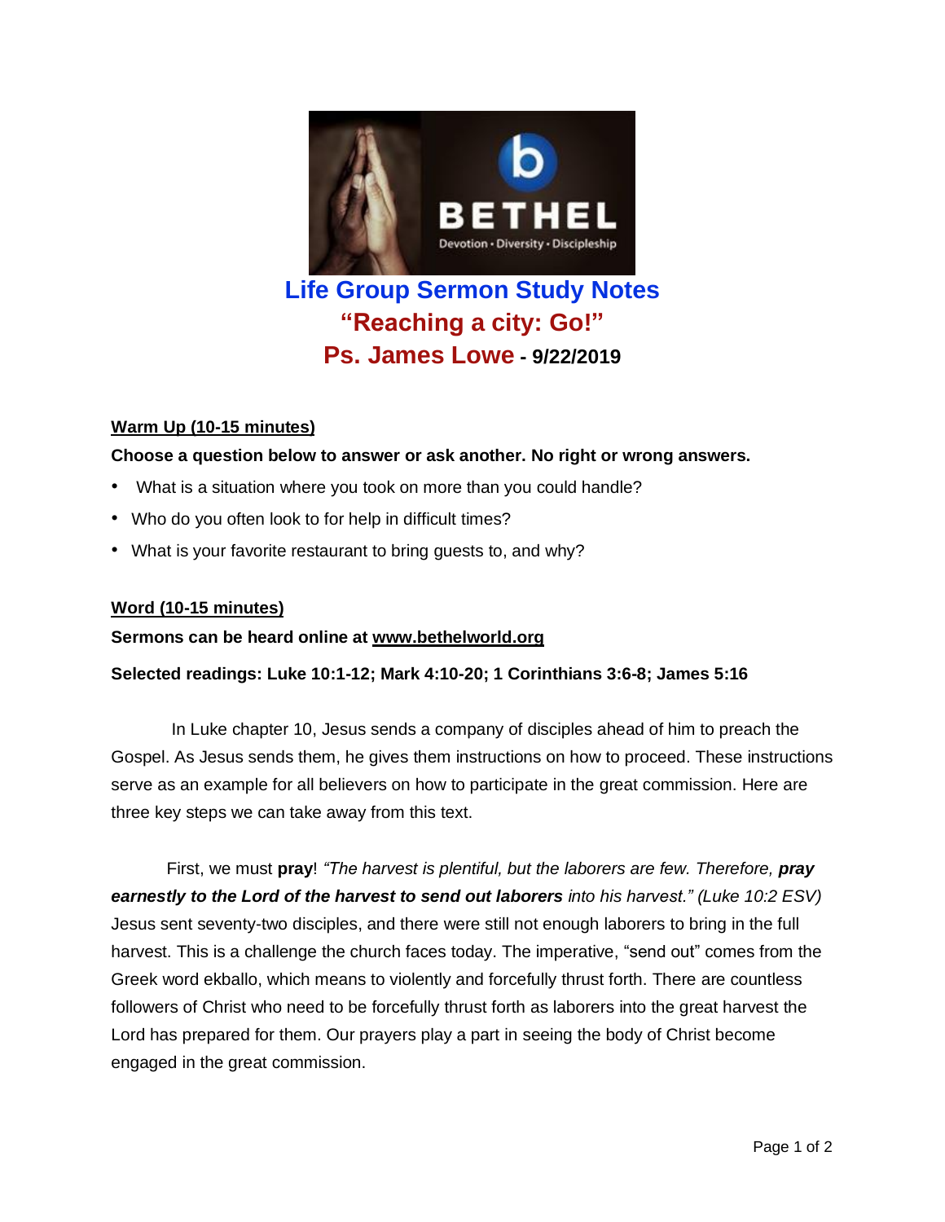# Life Group Sermon Study Notes

## "Reaching a city: Go!"

## Ps. James Lowe - 9/22/2019

**Warm Up (10-15 minutes)**

**Choose a question below to answer or ask another. No right or wrong answers.**

- What is a situation where you took on more than you could handle?
- Who do you often look to for help in difficult times?
- What is your favorite restaurant to bring guests to, and why?

**Word (10-15 minutes)**

**Sermons can be heard online at www.bethelworld.org**

**Selected readings: Luke 10:1-12; Mark 4:10-20; 1 Corinthians 3:6-8; James 5:16**

In Luke chapter 10, Jesus sends a company of disciples ahead of him to preach the Gospel. As Jesus sends them, he gives them instructions on how to proceed. These instructions serve as an example for all believers on how to participate in the great commission. Here are three key steps we can take away from this text.

First, we must **pray**! *"The harvest is plentiful, but the laborers are few. Therefore,* ***pray earnestly to the Lord of the harvest to send out laborers*** *into his harvest." (Luke 10:2 ESV)* Jesus sent seventy-two disciples, and there were still not enough laborers to bring in the full harvest. This is a challenge the church faces today. The imperative, "send out" comes from the Greek word ekballo, which means to violently and forcefully thrust forth. There are countless followers of Christ who need to be forcefully thrust forth as laborers into the great harvest the Lord has prepared for them. Our prayers play a part in seeing the body of Christ become engaged in the great commission.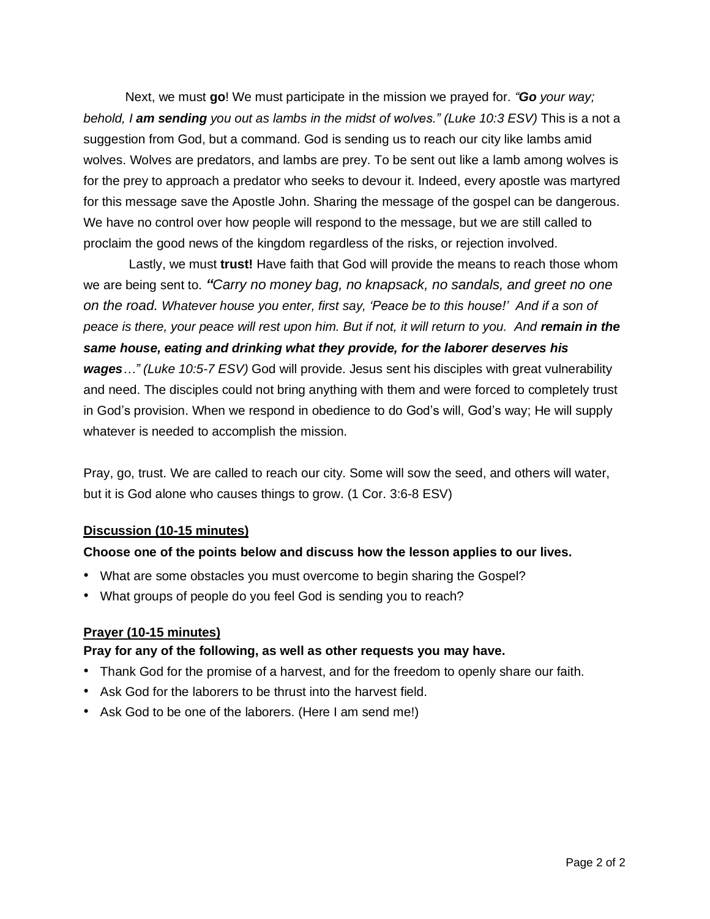Next, we must **go**! We must participate in the mission we prayed for. *"**Go** your way; behold, I **am sending** you out as lambs in the midst of wolves." (Luke 10:3 ESV)* This is a not a suggestion from God, but a command. God is sending us to reach our city like lambs amid wolves. Wolves are predators, and lambs are prey. To be sent out like a lamb among wolves is for the prey to approach a predator who seeks to devour it. Indeed, every apostle was martyred for this message save the Apostle John. Sharing the message of the gospel can be dangerous. We have no control over how people will respond to the message, but we are still called to proclaim the good news of the kingdom regardless of the risks, or rejection involved.

Lastly, we must **trust!** Have faith that God will provide the means to reach those whom we are being sent to. ***"****Carry no money bag, no knapsack, no sandals, and greet no one on the road. Whatever house you enter, first say, 'Peace be to this house!' And if a son of peace is there, your peace will rest upon him. But if not, it will return to you. And* ***remain in the same house, eating and drinking what they provide, for the laborer deserves his wages****…" (Luke 10:5-7 ESV)* God will provide. Jesus sent his disciples with great vulnerability and need. The disciples could not bring anything with them and were forced to completely trust in God's provision. When we respond in obedience to do God's will, God's way; He will supply whatever is needed to accomplish the mission.

Pray, go, trust. We are called to reach our city. Some will sow the seed, and others will water, but it is God alone who causes things to grow. (1 Cor. 3:6-8 ESV)

**Discussion (10-15 minutes)**

**Choose one of the points below and discuss how the lesson applies to our lives.**

- What are some obstacles you must overcome to begin sharing the Gospel?
- What groups of people do you feel God is sending you to reach?

**Prayer (10-15 minutes)**

**Pray for any of the following, as well as other requests you may have.**

- Thank God for the promise of a harvest, and for the freedom to openly share our faith.
- Ask God for the laborers to be thrust into the harvest field.
- Ask God to be one of the laborers. (Here I am send me!)